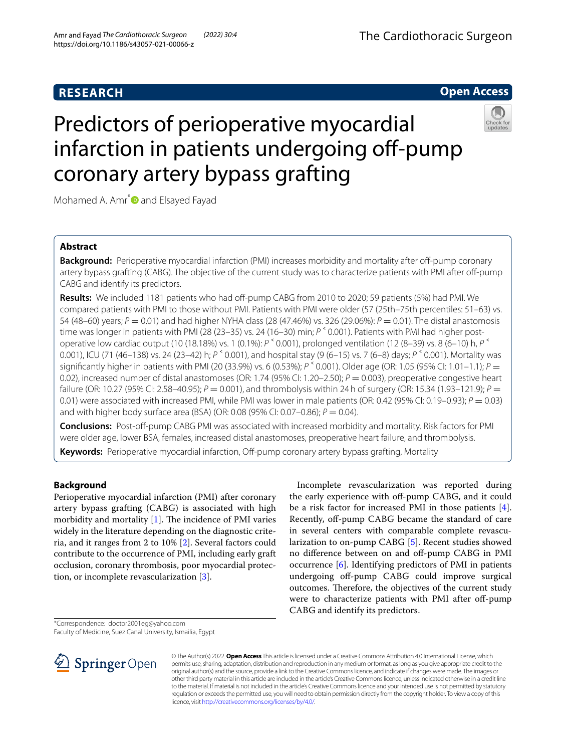# Predictors of perioperative myocardial infarction in patients undergoing off-pump coronary artery bypass grafting

Mohamed A. Amr* and Elsayed Fayad

## Abstract

**Background:** Perioperative myocardial infarction (PMI) increases morbidity and mortality after off-pump coronary artery bypass grafting (CABG). The objective of the current study was to characterize patients with PMI after off-pump CABG and identify its predictors.

**Results:** We included 1181 patients who had off-pump CABG from 2010 to 2020; 59 patients (5%) had PMI. We compared patients with PMI to those without PMI. Patients with PMI were older (57 (25th–75th percentiles: 51–63) vs. 54 (48–60) years; $P = 0.01$) and had higher NYHA class (28 (47.46%) vs. 326 (29.06%): $P = 0.01$). The distal anastomosis time was longer in patients with PMI (28 (23–35) vs. 24 (16–30) min; $P < 0.001$). Patients with PMI had higher post-operative low cardiac output (10 (18.18%) vs. 1 (0.1%): $P < 0.001$), prolonged ventilation (12 (8–39) vs. 8 (6–10) h, $P < 0.001$), ICU (71 (46–138) vs. 24 (23–42) h; $P < 0.001$), and hospital stay (9 (6–15) vs. 7 (6–8) days; $P < 0.001$). Mortality was significantly higher in patients with PMI (20 (33.9%) vs. 6 (0.53%); $P < 0.001$). Older age (OR: 1.05 (95% CI: 1.01–1.1); $P = 0.02$), increased number of distal anastomoses (OR: 1.74 (95% CI: 1.20–2.50); $P = 0.003$), preoperative congestive heart failure (OR: 10.27 (95% CI: 2.58–40.95); $P = 0.001$), and thrombolysis within 24 h of surgery (OR: 15.34 (1.93–121.9); $P = 0.01$) were associated with increased PMI, while PMI was lower in male patients (OR: 0.42 (95% CI: 0.19–0.93); $P = 0.03$) and with higher body surface area (BSA) (OR: 0.08 (95% CI: 0.07–0.86); $P = 0.04$).

**Conclusions:** Post-off-pump CABG PMI was associated with increased morbidity and mortality. Risk factors for PMI were older age, lower BSA, females, increased distal anastomoses, preoperative heart failure, and thrombolysis.

**Keywords:** Perioperative myocardial infarction, Off-pump coronary artery bypass grafting, Mortality

## Background

Perioperative myocardial infarction (PMI) after coronary artery bypass grafting (CABG) is associated with high morbidity and mortality [1]. The incidence of PMI varies widely in the literature depending on the diagnostic criteria, and it ranges from 2 to 10% [2]. Several factors could contribute to the occurrence of PMI, including early graft occlusion, coronary thrombosis, poor myocardial protection, or incomplete revascularization [3].

Incomplete revascularization was reported during the early experience with off-pump CABG, and it could be a risk factor for increased PMI in those patients [4]. Recently, off-pump CABG became the standard of care in several centers with comparable complete revascularization to on-pump CABG [5]. Recent studies showed no difference between on and off-pump CABG in PMI occurrence [6]. Identifying predictors of PMI in patients undergoing off-pump CABG could improve surgical outcomes. Therefore, the objectives of the current study were to characterize patients with PMI after off-pump CABG and identify its predictors.

*Correspondence: doctor2001eg@yahoo.com
Faculty of Medicine, Suez Canal University, Ismailia, Egypt

© The Author(s) 2022. **Open Access** This article is licensed under a Creative Commons Attribution 4.0 International License, which permits use, sharing, adaptation, distribution and reproduction in any medium or format, as long as you give appropriate credit to the original author(s) and the source, provide a link to the Creative Commons licence, and indicate if changes were made. The images or other third party material in this article are included in the article's Creative Commons licence, unless indicated otherwise in a credit line to the material. If material is not included in the article's Creative Commons licence and your intended use is not permitted by statutory regulation or exceeds the permitted use, you will need to obtain permission directly from the copyright holder. To view a copy of this licence, visit http://creativecommons.org/licenses/by/4.0/.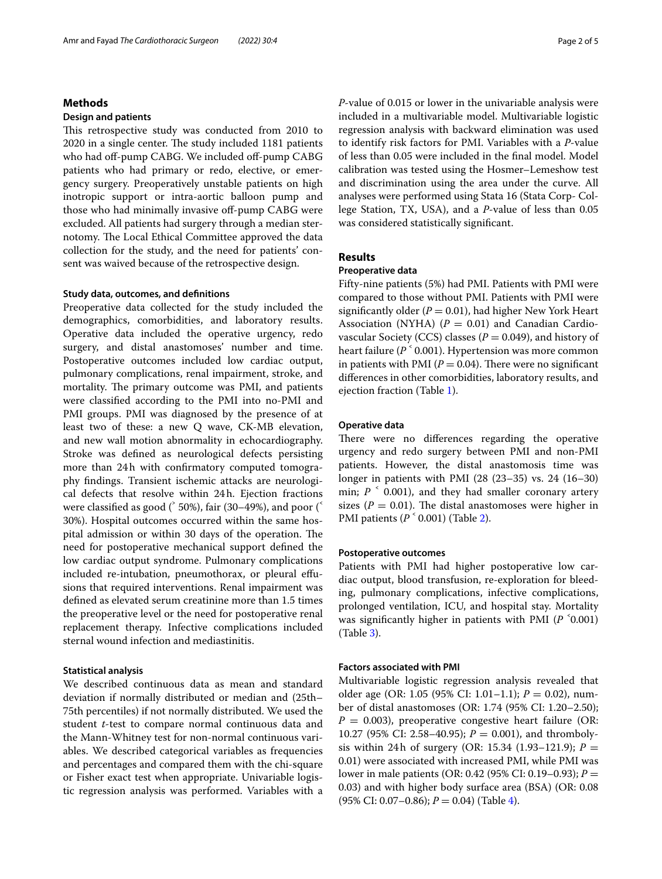## Methods

### Design and patients

This retrospective study was conducted from 2010 to 2020 in a single center. The study included 1181 patients who had off-pump CABG. We included off-pump CABG patients who had primary or redo, elective, or emergency surgery. Preoperatively unstable patients on high inotropic support or intra-aortic balloon pump and those who had minimally invasive off-pump CABG were excluded. All patients had surgery through a median sternotomy. The Local Ethical Committee approved the data collection for the study, and the need for patients' consent was waived because of the retrospective design.

### Study data, outcomes, and definitions

Preoperative data collected for the study included the demographics, comorbidities, and laboratory results. Operative data included the operative urgency, redo surgery, and distal anastomoses' number and time. Postoperative outcomes included low cardiac output, pulmonary complications, renal impairment, stroke, and mortality. The primary outcome was PMI, and patients were classified according to the PMI into no-PMI and PMI groups. PMI was diagnosed by the presence of at least two of these: a new Q wave, CK-MB elevation, and new wall motion abnormality in echocardiography. Stroke was defined as neurological defects persisting more than 24 h with confirmatory computed tomography findings. Transient ischemic attacks are neurological defects that resolve within 24 h. Ejection fractions were classified as good (˃ 50%), fair (30–49%), and poor (˂ 30%). Hospital outcomes occurred within the same hospital admission or within 30 days of the operation. The need for postoperative mechanical support defined the low cardiac output syndrome. Pulmonary complications included re-intubation, pneumothorax, or pleural effusions that required interventions. Renal impairment was defined as elevated serum creatinine more than 1.5 times the preoperative level or the need for postoperative renal replacement therapy. Infective complications included sternal wound infection and mediastinitis.

### Statistical analysis

We described continuous data as mean and standard deviation if normally distributed or median and (25th–75th percentiles) if not normally distributed. We used the student *t*-test to compare normal continuous data and the Mann-Whitney test for non-normal continuous variables. We described categorical variables as frequencies and percentages and compared them with the chi-square or Fisher exact test when appropriate. Univariable logistic regression analysis was performed. Variables with a *P*-value of 0.015 or lower in the univariable analysis were included in a multivariable model. Multivariable logistic regression analysis with backward elimination was used to identify risk factors for PMI. Variables with a *P*-value of less than 0.05 were included in the final model. Model calibration was tested using the Hosmer–Lemeshow test and discrimination using the area under the curve. All analyses were performed using Stata 16 (Stata Corp- College Station, TX, USA), and a *P*-value of less than 0.05 was considered statistically significant.

## Results

### Preoperative data

Fifty-nine patients (5%) had PMI. Patients with PMI were compared to those without PMI. Patients with PMI were significantly older ($P = 0.01$), had higher New York Heart Association (NYHA) ($P = 0.01$) and Canadian Cardiovascular Society (CCS) classes ($P = 0.049$), and history of heart failure ($P ˂ 0.001$). Hypertension was more common in patients with PMI ($P = 0.04$). There were no significant differences in other comorbidities, laboratory results, and ejection fraction (Table 1).

### Operative data

There were no differences regarding the operative urgency and redo surgery between PMI and non-PMI patients. However, the distal anastomosis time was longer in patients with PMI (28 (23–35) vs. 24 (16–30) min; $P ˂ 0.001$), and they had smaller coronary artery sizes ($P = 0.01$). The distal anastomoses were higher in PMI patients ($P ˂ 0.001$) (Table 2).

### Postoperative outcomes

Patients with PMI had higher postoperative low cardiac output, blood transfusion, re-exploration for bleeding, pulmonary complications, infective complications, prolonged ventilation, ICU, and hospital stay. Mortality was significantly higher in patients with PMI ($P ˂0.001$) (Table 3).

### Factors associated with PMI

Multivariable logistic regression analysis revealed that older age (OR: 1.05 (95% CI: 1.01–1.1); $P = 0.02$), number of distal anastomoses (OR: 1.74 (95% CI: 1.20–2.50); $P = 0.003$), preoperative congestive heart failure (OR: 10.27 (95% CI: 2.58–40.95); $P = 0.001$), and thrombolysis within 24 h of surgery (OR: 15.34 (1.93–121.9); $P = 0.01$) were associated with increased PMI, while PMI was lower in male patients (OR: 0.42 (95% CI: 0.19–0.93); $P = 0.03$) and with higher body surface area (BSA) (OR: 0.08 (95% CI: 0.07–0.86); $P = 0.04$) (Table 4).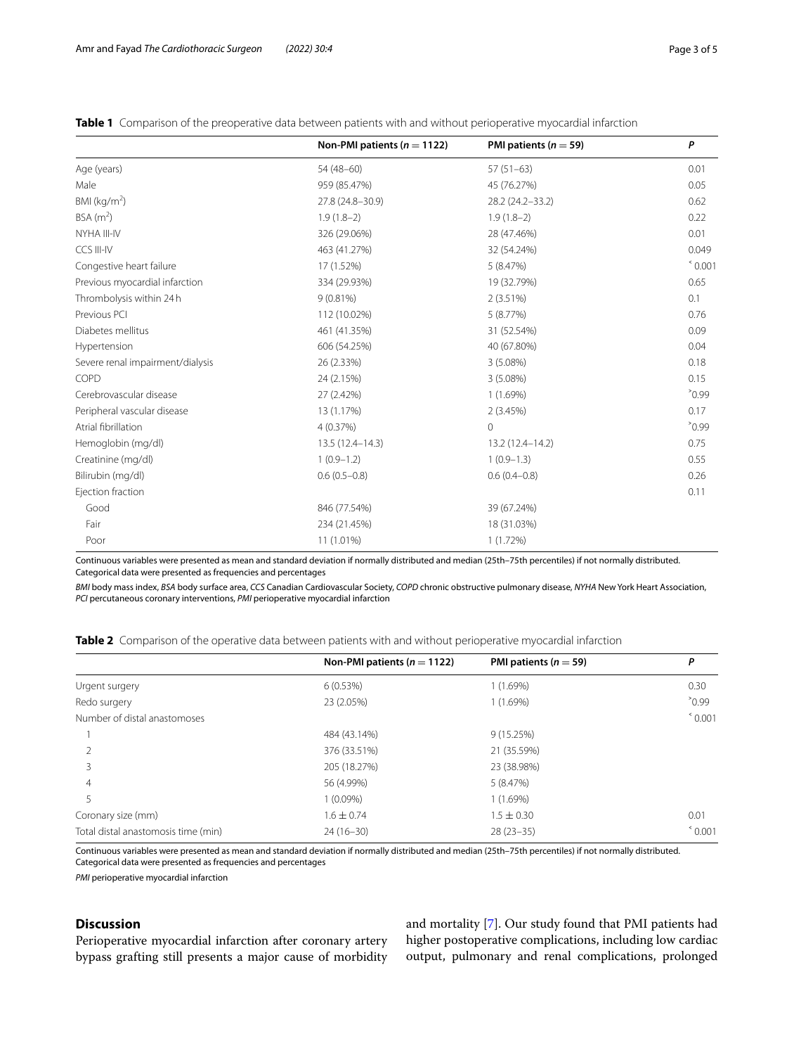**Table 1** Comparison of the preoperative data between patients with and without perioperative myocardial infarction

| | Non-PMI patients ($n = 1122$) | PMI patients ($n = 59$) | P |
|---|---|---|---|
| Age (years) | 54 (48–60) | 57 (51–63) | 0.01 |
| Male | 959 (85.47%) | 45 (76.27%) | 0.05 |
| BMI (kg/m$^2$) | 27.8 (24.8–30.9) | 28.2 (24.2–33.2) | 0.62 |
| BSA (m$^2$) | 1.9 (1.8–2) | 1.9 (1.8–2) | 0.22 |
| NYHA III-IV | 326 (29.06%) | 28 (47.46%) | 0.01 |
| CCS III-IV | 463 (41.27%) | 32 (54.24%) | 0.049 |
| Congestive heart failure | 17 (1.52%) | 5 (8.47%) | < 0.001 |
| Previous myocardial infarction | 334 (29.93%) | 19 (32.79%) | 0.65 |
| Thrombolysis within 24 h | 9 (0.81%) | 2 (3.51%) | 0.1 |
| Previous PCI | 112 (10.02%) | 5 (8.77%) | 0.76 |
| Diabetes mellitus | 461 (41.35%) | 31 (52.54%) | 0.09 |
| Hypertension | 606 (54.25%) | 40 (67.80%) | 0.04 |
| Severe renal impairment/dialysis | 26 (2.33%) | 3 (5.08%) | 0.18 |
| COPD | 24 (2.15%) | 3 (5.08%) | 0.15 |
| Cerebrovascular disease | 27 (2.42%) | 1 (1.69%) | > 0.99 |
| Peripheral vascular disease | 13 (1.17%) | 2 (3.45%) | 0.17 |
| Atrial fibrillation | 4 (0.37%) | 0 | > 0.99 |
| Hemoglobin (mg/dl) | 13.5 (12.4–14.3) | 13.2 (12.4–14.2) | 0.75 |
| Creatinine (mg/dl) | 1 (0.9–1.2) | 1 (0.9–1.3) | 0.55 |
| Bilirubin (mg/dl) | 0.6 (0.5–0.8) | 0.6 (0.4–0.8) | 0.26 |
| Ejection fraction | | | 0.11 |
| Good | 846 (77.54%) | 39 (67.24%) | |
| Fair | 234 (21.45%) | 18 (31.03%) | |
| Poor | 11 (1.01%) | 1 (1.72%) | |

Continuous variables were presented as mean and standard deviation if normally distributed and median (25th–75th percentiles) if not normally distributed. Categorical data were presented as frequencies and percentages

*BMI* body mass index, *BSA* body surface area, *CCS* Canadian Cardiovascular Society, *COPD* chronic obstructive pulmonary disease, *NYHA* New York Heart Association, *PCI* percutaneous coronary interventions, *PMI* perioperative myocardial infarction

**Table 2** Comparison of the operative data between patients with and without perioperative myocardial infarction

| | Non-PMI patients ($n = 1122$) | PMI patients ($n = 59$) | P |
|---|---|---|---|
| Urgent surgery | 6 (0.53%) | 1 (1.69%) | 0.30 |
| Redo surgery | 23 (2.05%) | 1 (1.69%) | > 0.99 |
| Number of distal anastomoses | | | < 0.001 |
| 1 | 484 (43.14%) | 9 (15.25%) | |
| 2 | 376 (33.51%) | 21 (35.59%) | |
| 3 | 205 (18.27%) | 23 (38.98%) | |
| 4 | 56 (4.99%) | 5 (8.47%) | |
| 5 | 1 (0.09%) | 1 (1.69%) | |
| Coronary size (mm) | 1.6 ± 0.74 | 1.5 ± 0.30 | 0.01 |
| Total distal anastomosis time (min) | 24 (16–30) | 28 (23–35) | < 0.001 |

Continuous variables were presented as mean and standard deviation if normally distributed and median (25th–75th percentiles) if not normally distributed. Categorical data were presented as frequencies and percentages

*PMI* perioperative myocardial infarction

## Discussion

Perioperative myocardial infarction after coronary artery bypass grafting still presents a major cause of morbidity and mortality [7]. Our study found that PMI patients had higher postoperative complications, including low cardiac output, pulmonary and renal complications, prolonged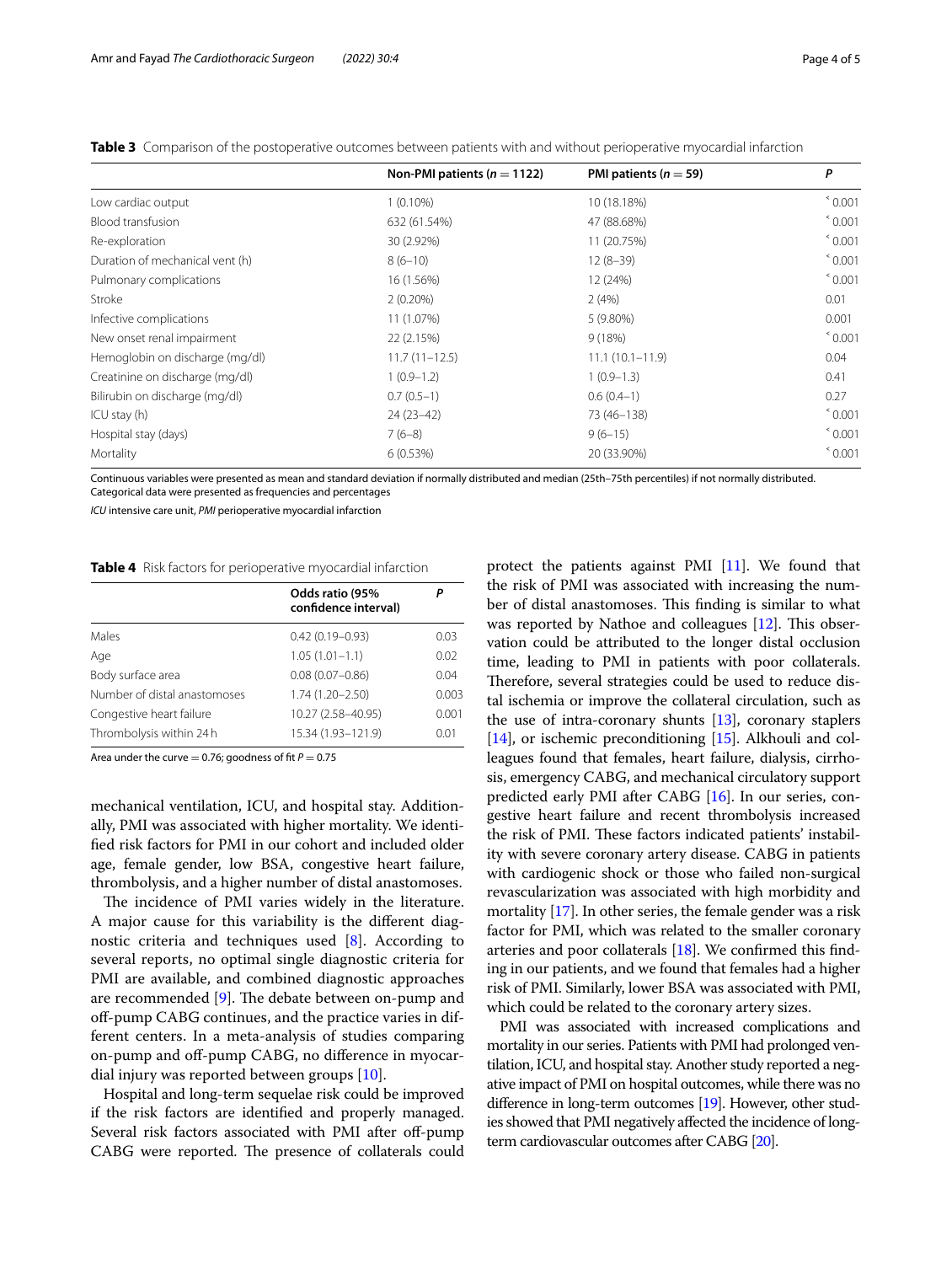**Table 3** Comparison of the postoperative outcomes between patients with and without perioperative myocardial infarction

| | Non-PMI patients ($n = 1122$) | PMI patients ($n = 59$) | *P* |
|---|---|---|---|
| Low cardiac output | 1 (0.10%) | 10 (18.18%) | ˂ 0.001 |
| Blood transfusion | 632 (61.54%) | 47 (88.68%) | ˂ 0.001 |
| Re-exploration | 30 (2.92%) | 11 (20.75%) | ˂ 0.001 |
| Duration of mechanical vent (h) | 8 (6–10) | 12 (8–39) | ˂ 0.001 |
| Pulmonary complications | 16 (1.56%) | 12 (24%) | ˂ 0.001 |
| Stroke | 2 (0.20%) | 2 (4%) | 0.01 |
| Infective complications | 11 (1.07%) | 5 (9.80%) | 0.001 |
| New onset renal impairment | 22 (2.15%) | 9 (18%) | ˂ 0.001 |
| Hemoglobin on discharge (mg/dl) | 11.7 (11–12.5) | 11.1 (10.1–11.9) | 0.04 |
| Creatinine on discharge (mg/dl) | 1 (0.9–1.2) | 1 (0.9–1.3) | 0.41 |
| Bilirubin on discharge (mg/dl) | 0.7 (0.5–1) | 0.6 (0.4–1) | 0.27 |
| ICU stay (h) | 24 (23–42) | 73 (46–138) | ˂ 0.001 |
| Hospital stay (days) | 7 (6–8) | 9 (6–15) | ˂ 0.001 |
| Mortality | 6 (0.53%) | 20 (33.90%) | ˂ 0.001 |

Continuous variables were presented as mean and standard deviation if normally distributed and median (25th–75th percentiles) if not normally distributed. Categorical data were presented as frequencies and percentages

*ICU* intensive care unit, *PMI* perioperative myocardial infarction

**Table 4** Risk factors for perioperative myocardial infarction

| | Odds ratio (95% confidence interval) | *P* |
|---|---|---|
| Males | 0.42 (0.19–0.93) | 0.03 |
| Age | 1.05 (1.01–1.1) | 0.02 |
| Body surface area | 0.08 (0.07–0.86) | 0.04 |
| Number of distal anastomoses | 1.74 (1.20–2.50) | 0.003 |
| Congestive heart failure | 10.27 (2.58–40.95) | 0.001 |
| Thrombolysis within 24 h | 15.34 (1.93–121.9) | 0.01 |

Area under the curve = 0.76; goodness of fit $P = 0.75$

mechanical ventilation, ICU, and hospital stay. Additionally, PMI was associated with higher mortality. We identified risk factors for PMI in our cohort and included older age, female gender, low BSA, congestive heart failure, thrombolysis, and a higher number of distal anastomoses.

The incidence of PMI varies widely in the literature. A major cause for this variability is the different diagnostic criteria and techniques used [8]. According to several reports, no optimal single diagnostic criteria for PMI are available, and combined diagnostic approaches are recommended [9]. The debate between on-pump and off-pump CABG continues, and the practice varies in different centers. In a meta-analysis of studies comparing on-pump and off-pump CABG, no difference in myocardial injury was reported between groups [10].

Hospital and long-term sequelae risk could be improved if the risk factors are identified and properly managed. Several risk factors associated with PMI after off-pump CABG were reported. The presence of collaterals could protect the patients against PMI [11]. We found that the risk of PMI was associated with increasing the number of distal anastomoses. This finding is similar to what was reported by Nathoe and colleagues [12]. This observation could be attributed to the longer distal occlusion time, leading to PMI in patients with poor collaterals. Therefore, several strategies could be used to reduce distal ischemia or improve the collateral circulation, such as the use of intra-coronary shunts [13], coronary staplers [14], or ischemic preconditioning [15]. Alkhouli and colleagues found that females, heart failure, dialysis, cirrhosis, emergency CABG, and mechanical circulatory support predicted early PMI after CABG [16]. In our series, congestive heart failure and recent thrombolysis increased the risk of PMI. These factors indicated patients' instability with severe coronary artery disease. CABG in patients with cardiogenic shock or those who failed non-surgical revascularization was associated with high morbidity and mortality [17]. In other series, the female gender was a risk factor for PMI, which was related to the smaller coronary arteries and poor collaterals [18]. We confirmed this finding in our patients, and we found that females had a higher risk of PMI. Similarly, lower BSA was associated with PMI, which could be related to the coronary artery sizes.

PMI was associated with increased complications and mortality in our series. Patients with PMI had prolonged ventilation, ICU, and hospital stay. Another study reported a negative impact of PMI on hospital outcomes, while there was no difference in long-term outcomes [19]. However, other studies showed that PMI negatively affected the incidence of long-term cardiovascular outcomes after CABG [20].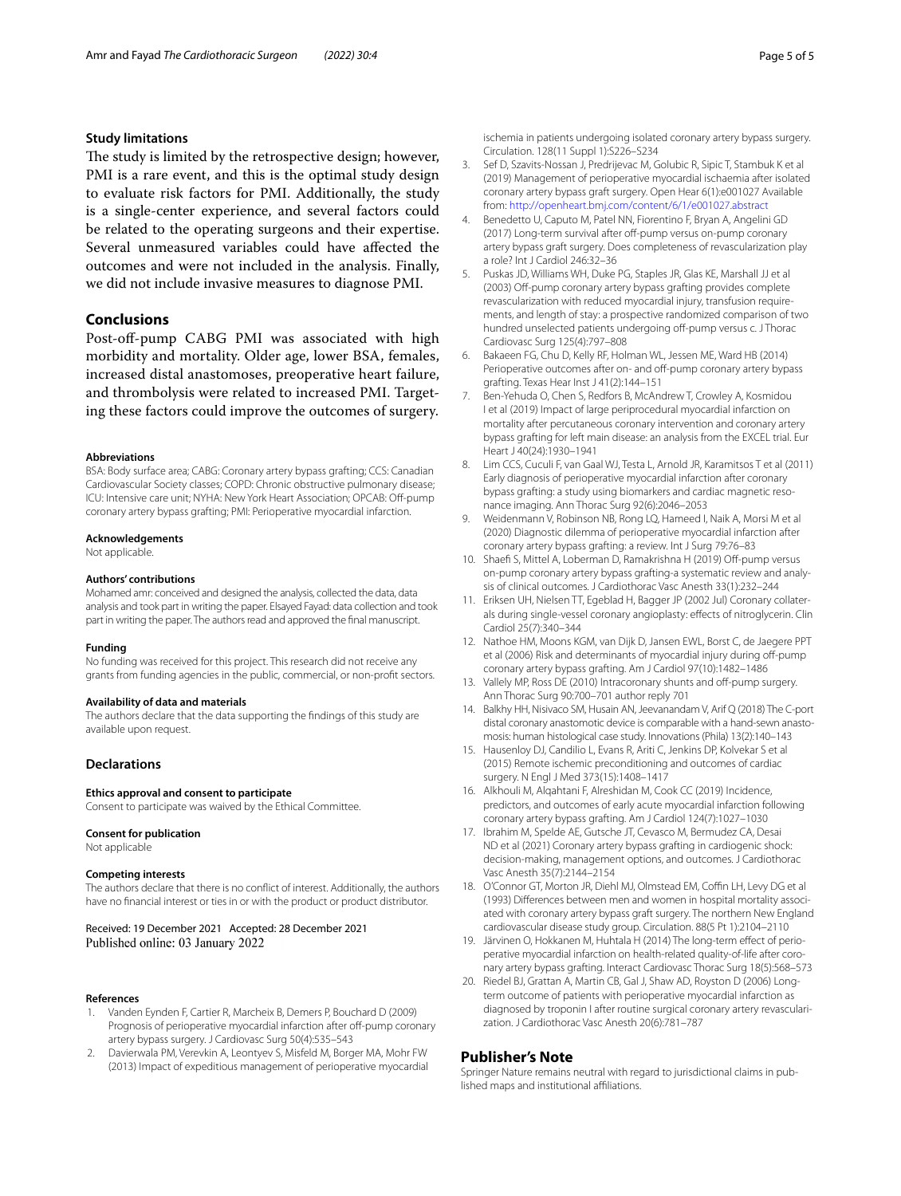### Study limitations

The study is limited by the retrospective design; however, PMI is a rare event, and this is the optimal study design to evaluate risk factors for PMI. Additionally, the study is a single-center experience, and several factors could be related to the operating surgeons and their expertise. Several unmeasured variables could have affected the outcomes and were not included in the analysis. Finally, we did not include invasive measures to diagnose PMI.

## Conclusions

Post-off-pump CABG PMI was associated with high morbidity and mortality. Older age, lower BSA, females, increased distal anastomoses, preoperative heart failure, and thrombolysis were related to increased PMI. Targeting these factors could improve the outcomes of surgery.

#### Abbreviations

BSA: Body surface area; CABG: Coronary artery bypass grafting; CCS: Canadian Cardiovascular Society classes; COPD: Chronic obstructive pulmonary disease; ICU: Intensive care unit; NYHA: New York Heart Association; OPCAB: Off-pump coronary artery bypass grafting; PMI: Perioperative myocardial infarction.

#### Acknowledgements

Not applicable.

#### Authors' contributions

Mohamed amr: conceived and designed the analysis, collected the data, data analysis and took part in writing the paper. Elsayed Fayad: data collection and took part in writing the paper. The authors read and approved the final manuscript.

#### Funding

No funding was received for this project. This research did not receive any grants from funding agencies in the public, commercial, or non-profit sectors.

#### Availability of data and materials

The authors declare that the data supporting the findings of this study are available upon request.

### Declarations

#### Ethics approval and consent to participate

Consent to participate was waived by the Ethical Committee.

#### Consent for publication

Not applicable

#### Competing interests

The authors declare that there is no conflict of interest. Additionally, the authors have no financial interest or ties in or with the product or product distributor.

Received: 19 December 2021 Accepted: 28 December 2021
Published online: 03 January 2022

#### References

1. Vanden Eynden F, Cartier R, Marcheix B, Demers P, Bouchard D (2009) Prognosis of perioperative myocardial infarction after off-pump coronary artery bypass surgery. J Cardiovasc Surg 50(4):535–543
2. Davierwala PM, Verevkin A, Leontyev S, Misfeld M, Borger MA, Mohr FW (2013) Impact of expeditious management of perioperative myocardial ischemia in patients undergoing isolated coronary artery bypass surgery. Circulation. 128(11 Suppl 1):S226–S234
3. Sef D, Szavits-Nossan J, Predrijevac M, Golubic R, Sipic T, Stambuk K et al (2019) Management of perioperative myocardial ischaemia after isolated coronary artery bypass graft surgery. Open Hear 6(1):e001027 Available from: http://openheart.bmj.com/content/6/1/e001027.abstract
4. Benedetto U, Caputo M, Patel NN, Fiorentino F, Bryan A, Angelini GD (2017) Long-term survival after off-pump versus on-pump coronary artery bypass graft surgery. Does completeness of revascularization play a role? Int J Cardiol 246:32–36
5. Puskas JD, Williams WH, Duke PG, Staples JR, Glas KE, Marshall JJ et al (2003) Off-pump coronary artery bypass grafting provides complete revascularization with reduced myocardial injury, transfusion requirements, and length of stay: a prospective randomized comparison of two hundred unselected patients undergoing off-pump versus c. J Thorac Cardiovasc Surg 125(4):797–808
6. Bakaeen FG, Chu D, Kelly RF, Holman WL, Jessen ME, Ward HB (2014) Perioperative outcomes after on- and off-pump coronary artery bypass grafting. Texas Hear Inst J 41(2):144–151
7. Ben-Yehuda O, Chen S, Redfors B, McAndrew T, Crowley A, Kosmidou I et al (2019) Impact of large periprocedural myocardial infarction on mortality after percutaneous coronary intervention and coronary artery bypass grafting for left main disease: an analysis from the EXCEL trial. Eur Heart J 40(24):1930–1941
8. Lim CCS, Cuculi F, van Gaal WJ, Testa L, Arnold JR, Karamitsos T et al (2011) Early diagnosis of perioperative myocardial infarction after coronary bypass grafting: a study using biomarkers and cardiac magnetic resonance imaging. Ann Thorac Surg 92(6):2046–2053
9. Weidenmann V, Robinson NB, Rong LQ, Hameed I, Naik A, Morsi M et al (2020) Diagnostic dilemma of perioperative myocardial infarction after coronary artery bypass grafting: a review. Int J Surg 79:76–83
10. Shaefi S, Mittel A, Loberman D, Ramakrishna H (2019) Off-pump versus on-pump coronary artery bypass grafting-a systematic review and analysis of clinical outcomes. J Cardiothorac Vasc Anesth 33(1):232–244
11. Eriksen UH, Nielsen TT, Egeblad H, Bagger JP (2002 Jul) Coronary collaterals during single-vessel coronary angioplasty: effects of nitroglycerin. Clin Cardiol 25(7):340–344
12. Nathoe HM, Moons KGM, van Dijk D, Jansen EWL, Borst C, de Jaegere PPT et al (2006) Risk and determinants of myocardial injury during off-pump coronary artery bypass grafting. Am J Cardiol 97(10):1482–1486
13. Vallely MP, Ross DE (2010) Intracoronary shunts and off-pump surgery. Ann Thorac Surg 90:700–701 author reply 701
14. Balkhy HH, Nisivaco SM, Husain AN, Jeevanandam V, Arif Q (2018) The C-port distal coronary anastomotic device is comparable with a hand-sewn anastomosis: human histological case study. Innovations (Phila) 13(2):140–143
15. Hausenloy DJ, Candilio L, Evans R, Ariti C, Jenkins DP, Kolvekar S et al (2015) Remote ischemic preconditioning and outcomes of cardiac surgery. N Engl J Med 373(15):1408–1417
16. Alkhouli M, Alqahtani F, Alreshidan M, Cook CC (2019) Incidence, predictors, and outcomes of early acute myocardial infarction following coronary artery bypass grafting. Am J Cardiol 124(7):1027–1030
17. Ibrahim M, Spelde AE, Gutsche JT, Cevasco M, Bermudez CA, Desai ND et al (2021) Coronary artery bypass grafting in cardiogenic shock: decision-making, management options, and outcomes. J Cardiothorac Vasc Anesth 35(7):2144–2154
18. O'Connor GT, Morton JR, Diehl MJ, Olmstead EM, Coffin LH, Levy DG et al (1993) Differences between men and women in hospital mortality associated with coronary artery bypass graft surgery. The northern New England cardiovascular disease study group. Circulation. 88(5 Pt 1):2104–2110
19. Järvinen O, Hokkanen M, Huhtala H (2014) The long-term effect of perioperative myocardial infarction on health-related quality-of-life after coronary artery bypass grafting. Interact Cardiovasc Thorac Surg 18(5):568–573
20. Riedel BJ, Grattan A, Martin CB, Gal J, Shaw AD, Royston D (2006) Long-term outcome of patients with perioperative myocardial infarction as diagnosed by troponin I after routine surgical coronary artery revascularization. J Cardiothorac Vasc Anesth 20(6):781–787

## Publisher's Note

Springer Nature remains neutral with regard to jurisdictional claims in published maps and institutional affiliations.